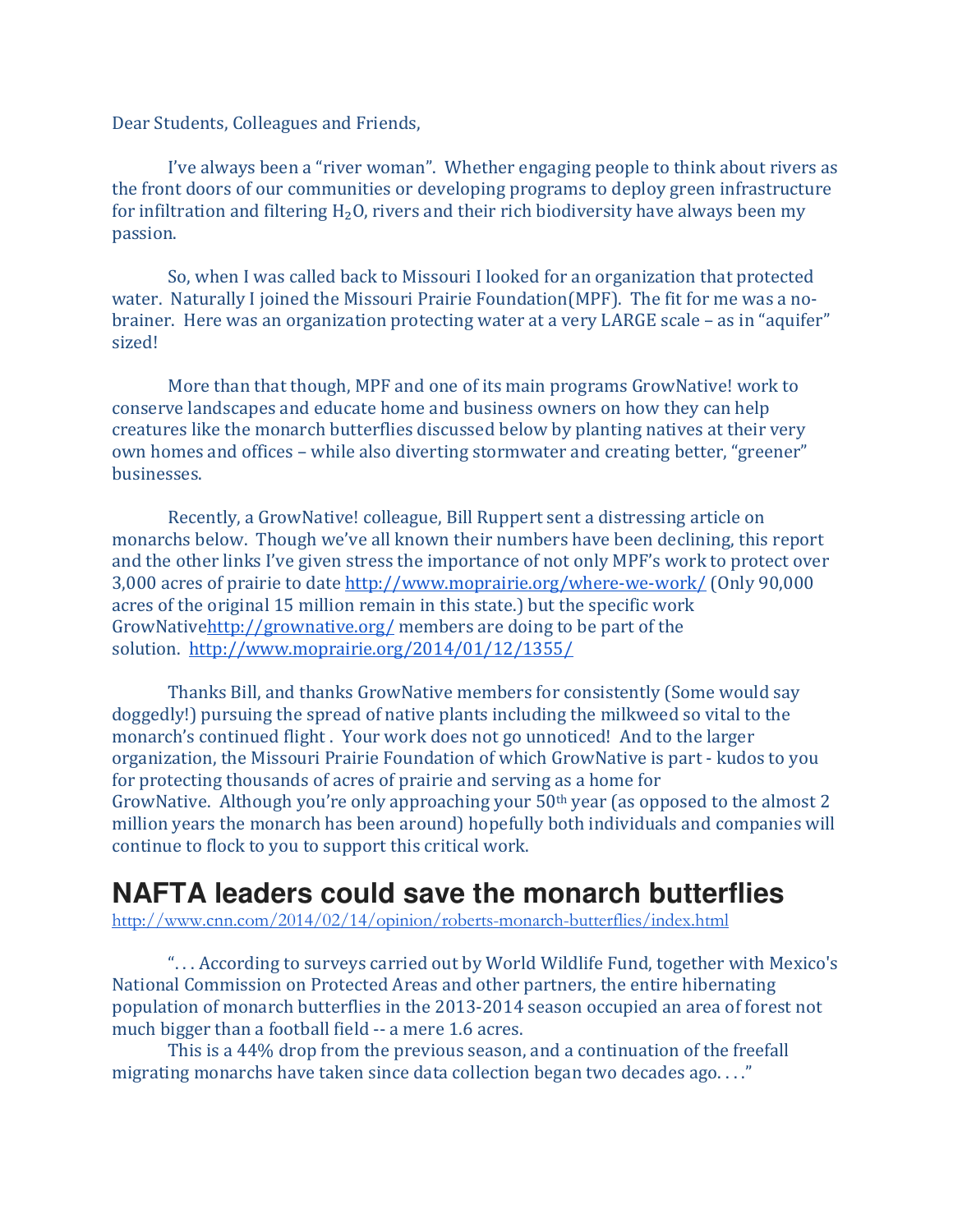Dear Students, Colleagues and Friends,

I've always been a "river woman". Whether engaging people to think about rivers as the front doors of our communities or developing programs to deploy green infrastructure for infiltration and filtering $H_2O$, rivers and their rich biodiversity have always been my passion.

So, when I was called back to Missouri I looked for an organization that protected water. Naturally I joined the Missouri Prairie Foundation(MPF). The fit for me was a no-brainer. Here was an organization protecting water at a very LARGE scale – as in "aquifer" sized!

More than that though, MPF and one of its main programs GrowNative! work to conserve landscapes and educate home and business owners on how they can help creatures like the monarch butterflies discussed below by planting natives at their very own homes and offices – while also diverting stormwater and creating better, "greener" businesses.

Recently, a GrowNative! colleague, Bill Ruppert sent a distressing article on monarchs below. Though we've all known their numbers have been declining, this report and the other links I've given stress the importance of not only MPF's work to protect over 3,000 acres of prairie to date http://www.moprairie.org/where-we-work/ (Only 90,000 acres of the original 15 million remain in this state.) but the specific work GrowNativehttp://grownative.org/ members are doing to be part of the solution. http://www.moprairie.org/2014/01/12/1355/

Thanks Bill, and thanks GrowNative members for consistently (Some would say doggedly!) pursuing the spread of native plants including the milkweed so vital to the monarch's continued flight . Your work does not go unnoticed! And to the larger organization, the Missouri Prairie Foundation of which GrowNative is part - kudos to you for protecting thousands of acres of prairie and serving as a home for GrowNative. Although you're only approaching your 50th year (as opposed to the almost 2 million years the monarch has been around) hopefully both individuals and companies will continue to flock to you to support this critical work.

## NAFTA leaders could save the monarch butterflies

http://www.cnn.com/2014/02/14/opinion/roberts-monarch-butterflies/index.html

". . . According to surveys carried out by World Wildlife Fund, together with Mexico's National Commission on Protected Areas and other partners, the entire hibernating population of monarch butterflies in the 2013-2014 season occupied an area of forest not much bigger than a football field -- a mere 1.6 acres.

This is a 44% drop from the previous season, and a continuation of the freefall migrating monarchs have taken since data collection began two decades ago. . . ."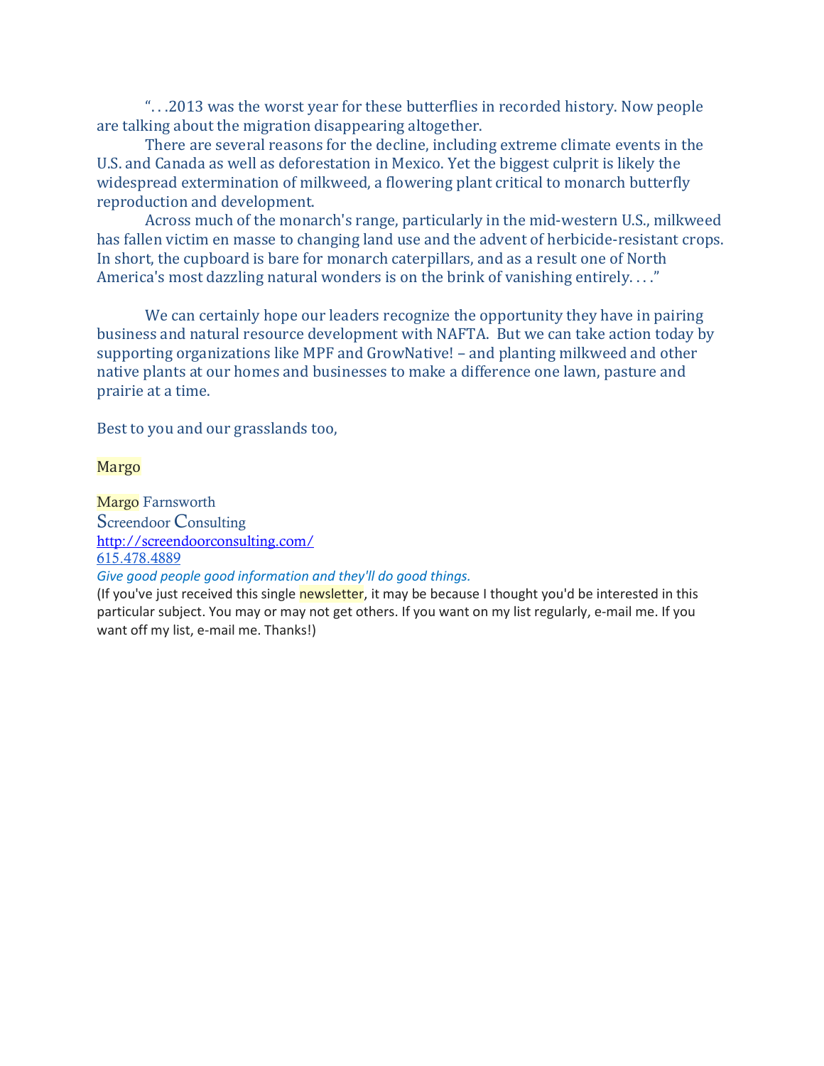". . .2013 was the worst year for these butterflies in recorded history. Now people are talking about the migration disappearing altogether.

There are several reasons for the decline, including extreme climate events in the U.S. and Canada as well as deforestation in Mexico. Yet the biggest culprit is likely the widespread extermination of milkweed, a flowering plant critical to monarch butterfly reproduction and development.

Across much of the monarch's range, particularly in the mid-western U.S., milkweed has fallen victim en masse to changing land use and the advent of herbicide-resistant crops. In short, the cupboard is bare for monarch caterpillars, and as a result one of North America's most dazzling natural wonders is on the brink of vanishing entirely. . . ."

We can certainly hope our leaders recognize the opportunity they have in pairing business and natural resource development with NAFTA. But we can take action today by supporting organizations like MPF and GrowNative! – and planting milkweed and other native plants at our homes and businesses to make a difference one lawn, pasture and prairie at a time.

Best to you and our grasslands too,

Margo

Margo Farnsworth
Screendoor Consulting
http://screendoorconsulting.com/
615.478.4889
*Give good people good information and they'll do good things.*
(If you've just received this single newsletter, it may be because I thought you'd be interested in this particular subject. You may or may not get others. If you want on my list regularly, e-mail me. If you want off my list, e-mail me. Thanks!)